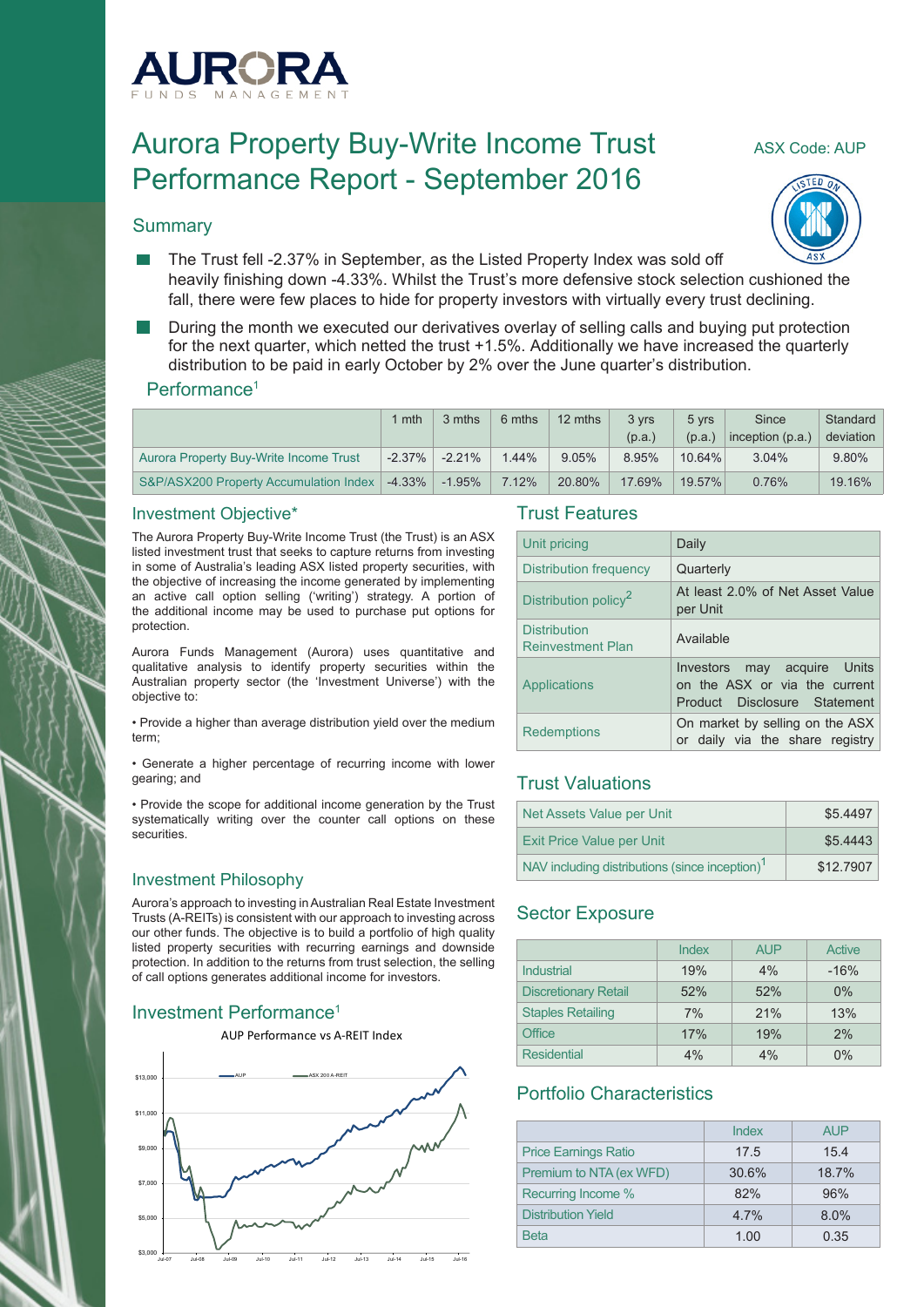# AURORA

FUNDS MANAGEMENT

# Aurora Property Buy-Write Income Trust Performance Report - September 2016

ASX Code: AUP

## Summary

- The Trust fell -2.37% in September, as the Listed Property Index was sold off heavily finishing down -4.33%. Whilst the Trust's more defensive stock selection cushioned the fall, there were few places to hide for property investors with virtually every trust declining.
- During the month we executed our derivatives overlay of selling calls and buying put protection for the next quarter, which netted the trust +1.5%. Additionally we have increased the quarterly distribution to be paid in early October by 2% over the June quarter's distribution.

## Performance[1]

| | 1 mth | 3 mths | 6 mths | 12 mths | 3 yrs (p.a.) | 5 yrs (p.a.) | Since inception (p.a.) | Standard deviation |
|---|---|---|---|---|---|---|---|---|
| Aurora Property Buy-Write Income Trust | -2.37% | -2.21% | 1.44% | 9.05% | 8.95% | 10.64% | 3.04% | 9.80% |
| S&P/ASX200 Property Accumulation Index | -4.33% | -1.95% | 7.12% | 20.80% | 17.69% | 19.57% | 0.76% | 19.16% |

## Investment Objective*

The Aurora Property Buy-Write Income Trust (the Trust) is an ASX listed investment trust that seeks to capture returns from investing in some of Australia's leading ASX listed property securities, with the objective of increasing the income generated by implementing an active call option selling ('writing') strategy. A portion of the additional income may be used to purchase put options for protection.

Aurora Funds Management (Aurora) uses quantitative and qualitative analysis to identify property securities within the Australian property sector (the 'Investment Universe') with the objective to:

• Provide a higher than average distribution yield over the medium term;

• Generate a higher percentage of recurring income with lower gearing; and

• Provide the scope for additional income generation by the Trust systematically writing over the counter call options on these securities.

## Investment Philosophy

Aurora's approach to investing in Australian Real Estate Investment Trusts (A-REITs) is consistent with our approach to investing across our other funds. The objective is to build a portfolio of high quality listed property securities with recurring earnings and downside protection. In addition to the returns from trust selection, the selling of call options generates additional income for investors.

## Investment Performance[1]

AUP Performance vs A-REIT Index

## Trust Features

| | |
|---|---|
| Unit pricing | Daily |
| Distribution frequency | Quarterly |
| Distribution policy[2] | At least 2.0% of Net Asset Value per Unit |
| Distribution Reinvestment Plan | Available |
| Applications | Investors may acquire Units on the ASX or via the current Product Disclosure Statement |
| Redemptions | On market by selling on the ASX or daily via the share registry |

## Trust Valuations

| | |
|---|---|
| Net Assets Value per Unit | $5.4497 |
| Exit Price Value per Unit | $5.4443 |
| NAV including distributions (since inception)[1] | $12.7907 |

## Sector Exposure

| | Index | AUP | Active |
|---|---|---|---|
| Industrial | 19% | 4% | -16% |
| Discretionary Retail | 52% | 52% | 0% |
| Staples Retailing | 7% | 21% | 13% |
| Office | 17% | 19% | 2% |
| Residential | 4% | 4% | 0% |

## Portfolio Characteristics

| | Index | AUP |
|---|---|---|
| Price Earnings Ratio | 17.5 | 15.4 |
| Premium to NTA (ex WFD) | 30.6% | 18.7% |
| Recurring Income % | 82% | 96% |
| Distribution Yield | 4.7% | 8.0% |
| Beta | 1.00 | 0.35 |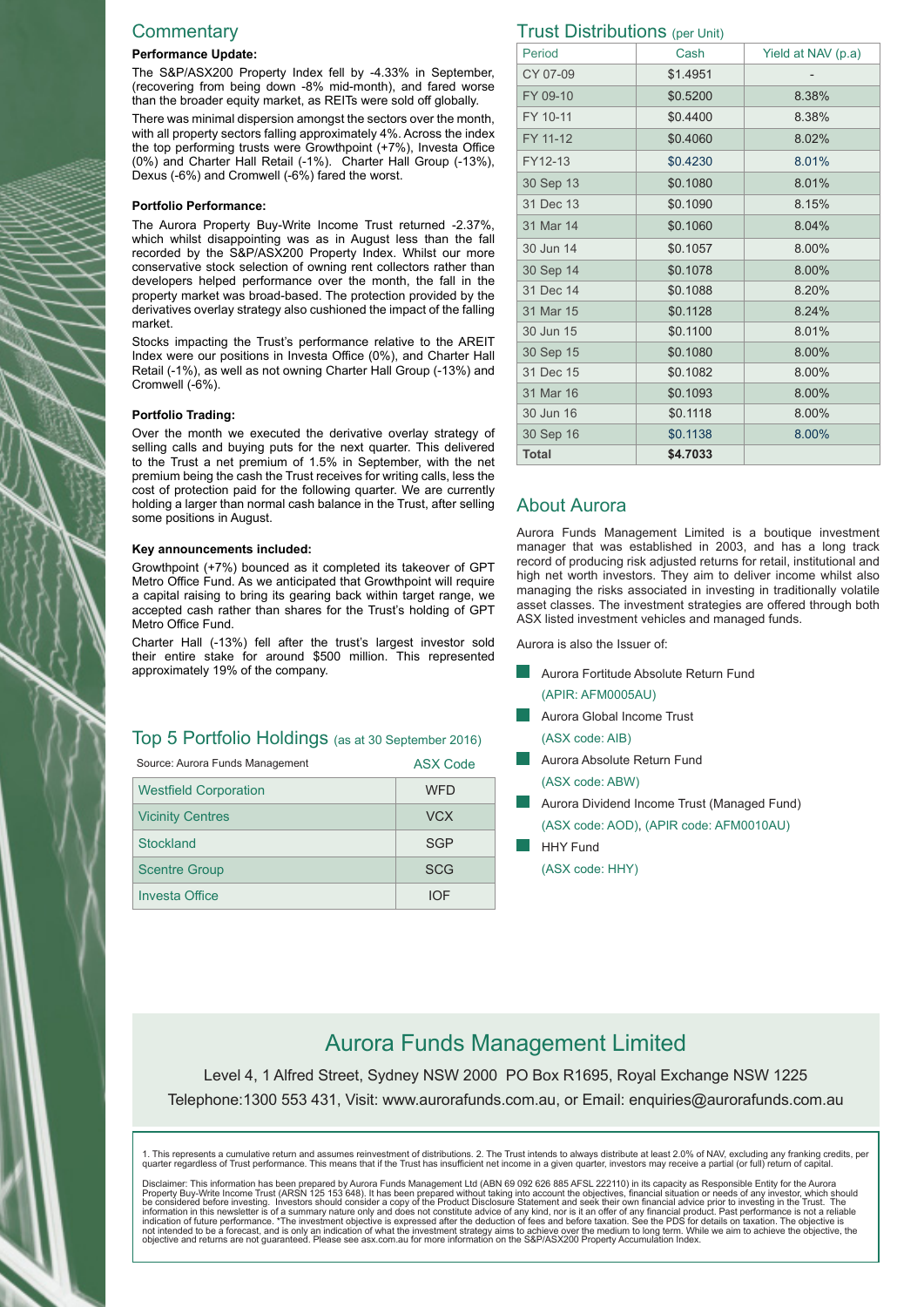## Commentary

**Performance Update:**

The S&P/ASX200 Property Index fell by -4.33% in September, (recovering from being down -8% mid-month), and fared worse than the broader equity market, as REITs were sold off globally.

There was minimal dispersion amongst the sectors over the month, with all property sectors falling approximately 4%. Across the index the top performing trusts were Growthpoint (+7%), Investa Office (0%) and Charter Hall Retail (-1%). Charter Hall Group (-13%), Dexus (-6%) and Cromwell (-6%) fared the worst.

**Portfolio Performance:**

The Aurora Property Buy-Write Income Trust returned -2.37%, which whilst disappointing was as in August less than the fall recorded by the S&P/ASX200 Property Index. Whilst our more conservative stock selection of owning rent collectors rather than developers helped performance over the month, the fall in the property market was broad-based. The protection provided by the derivatives overlay strategy also cushioned the impact of the falling market.

Stocks impacting the Trust's performance relative to the AREIT Index were our positions in Investa Office (0%), and Charter Hall Retail (-1%), as well as not owning Charter Hall Group (-13%) and Cromwell (-6%).

**Portfolio Trading:**

Over the month we executed the derivative overlay strategy of selling calls and buying puts for the next quarter. This delivered to the Trust a net premium of 1.5% in September, with the net premium being the cash the Trust receives for writing calls, less the cost of protection paid for the following quarter. We are currently holding a larger than normal cash balance in the Trust, after selling some positions in August.

**Key announcements included:**

Growthpoint (+7%) bounced as it completed its takeover of GPT Metro Office Fund. As we anticipated that Growthpoint will require a capital raising to bring its gearing back within target range, we accepted cash rather than shares for the Trust's holding of GPT Metro Office Fund.

Charter Hall (-13%) fell after the trust's largest investor sold their entire stake for around $500 million. This represented approximately 19% of the company.

## Top 5 Portfolio Holdings (as at 30 September 2016)

| Source: Aurora Funds Management | ASX Code |
|---|---|
| Westfield Corporation | WFD |
| Vicinity Centres | VCX |
| Stockland | SGP |
| Scentre Group | SCG |
| Investa Office | IOF |

## Trust Distributions (per Unit)

| Period | Cash | Yield at NAV (p.a) |
|---|---|---|
| CY 07-09 | $1.4951 | - |
| FY 09-10 | $0.5200 | 8.38% |
| FY 10-11 | $0.4400 | 8.38% |
| FY 11-12 | $0.4060 | 8.02% |
| FY12-13 | $0.4230 | 8.01% |
| 30 Sep 13 | $0.1080 | 8.01% |
| 31 Dec 13 | $0.1090 | 8.15% |
| 31 Mar 14 | $0.1060 | 8.04% |
| 30 Jun 14 | $0.1057 | 8.00% |
| 30 Sep 14 | $0.1078 | 8.00% |
| 31 Dec 14 | $0.1088 | 8.20% |
| 31 Mar 15 | $0.1128 | 8.24% |
| 30 Jun 15 | $0.1100 | 8.01% |
| 30 Sep 15 | $0.1080 | 8.00% |
| 31 Dec 15 | $0.1082 | 8.00% |
| 31 Mar 16 | $0.1093 | 8.00% |
| 30 Jun 16 | $0.1118 | 8.00% |
| 30 Sep 16 | $0.1138 | 8.00% |
| **Total** | **$4.7033** | |

## About Aurora

Aurora Funds Management Limited is a boutique investment manager that was established in 2003, and has a long track record of producing risk adjusted returns for retail, institutional and high net worth investors. They aim to deliver income whilst also managing the risks associated in investing in traditionally volatile asset classes. The investment strategies are offered through both ASX listed investment vehicles and managed funds.

Aurora is also the Issuer of:

- Aurora Fortitude Absolute Return Fund (APIR: AFM0005AU)
- Aurora Global Income Trust (ASX code: AIB)
- Aurora Absolute Return Fund (ASX code: ABW)
- Aurora Dividend Income Trust (Managed Fund) (ASX code: AOD), (APIR code: AFM0010AU)
- HHY Fund (ASX code: HHY)

## Aurora Funds Management Limited

Level 4, 1 Alfred Street, Sydney NSW 2000 PO Box R1695, Royal Exchange NSW 1225

Telephone:1300 553 431, Visit: www.aurorafunds.com.au, or Email: enquiries@aurorafunds.com.au

1. This represents a cumulative return and assumes reinvestment of distributions. 2. The Trust intends to always distribute at least 2.0% of NAV, excluding any franking credits, per quarter regardless of Trust performance. This means that if the Trust has insufficient net income in a given quarter, investors may receive a partial (or full) return of capital.

Disclaimer: This information has been prepared by Aurora Funds Management Ltd (ABN 69 092 626 885 AFSL 222110) in its capacity as Responsible Entity for the Aurora Property Buy-Write Income Trust (ARSN 125 153 648). It has been prepared without taking into account the objectives, financial situation or needs of any investor, which should be considered before investing. Investors should consider a copy of the Product Disclosure Statement and seek their own financial advice prior to investing in the Trust. The information in this newsletter is of a summary nature only and does not constitute advice of any kind, nor is it an offer of any financial product. Past performance is not a reliable indication of future performance. *The investment objective is expressed after the deduction of fees and before taxation. See the PDS for details on taxation. The objective is not intended to be a forecast, and is only an indication of what the investment strategy aims to achieve over the medium to long term. While we aim to achieve the objective, the objective and returns are not guaranteed. Please see asx.com.au for more information on the S&P/ASX200 Property Accumulation Index.